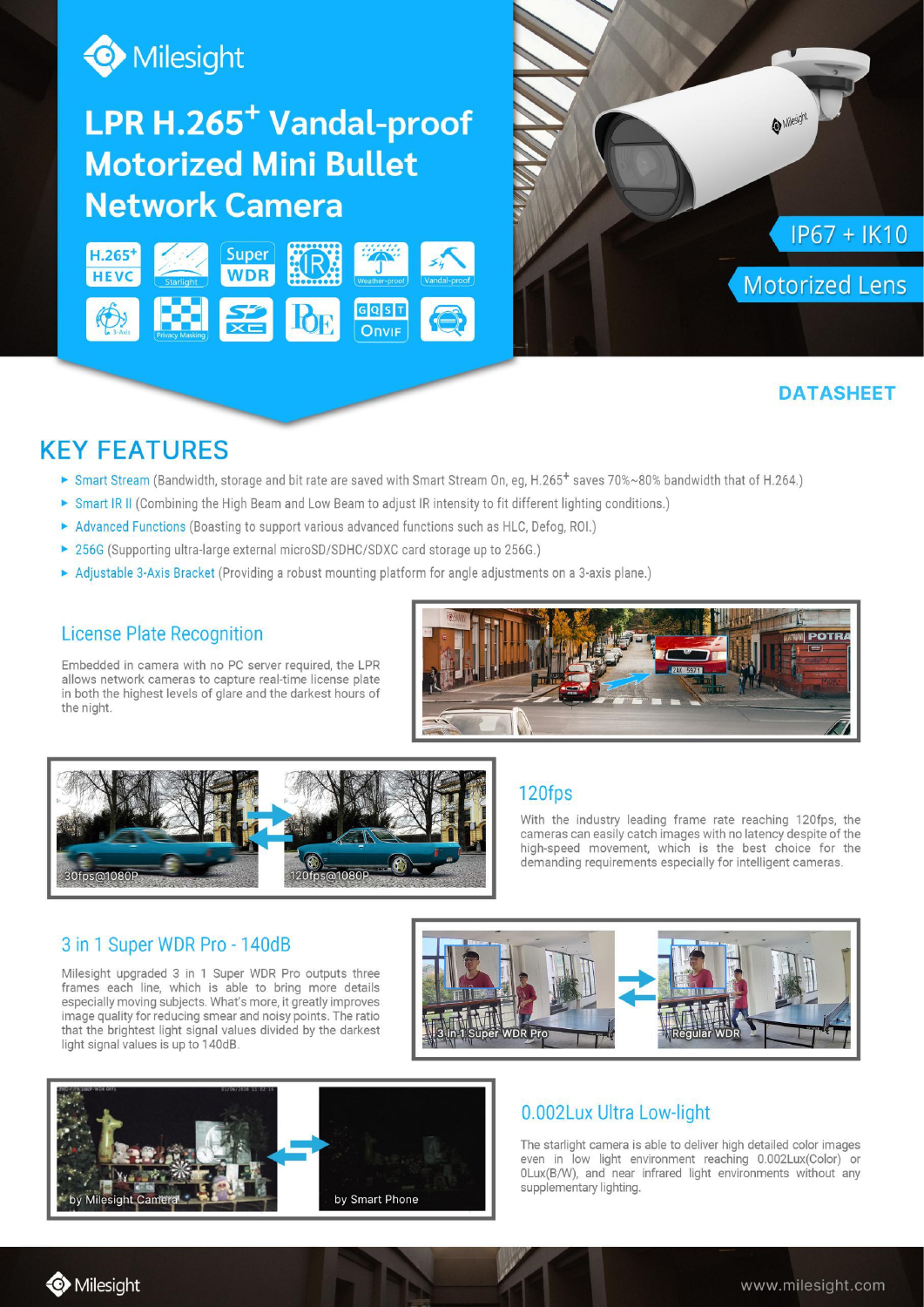# LPR H.265+ Vandal-proof Motorized Mini Bullet Network Camera

IP67 + IK10

Motorized Lens

DATASHEET

## KEY FEATURES

- Smart Stream (Bandwidth, storage and bit rate are saved with Smart Stream On, eg, H.265+ saves 70%~80% bandwidth that of H.264.)
- Smart IR II (Combining the High Beam and Low Beam to adjust IR intensity to fit different lighting conditions.)
- Advanced Functions (Boasting to support various advanced functions such as HLC, Defog, ROI.)
- 256G (Supporting ultra-large external microSD/SDHC/SDXC card storage up to 256G.)
- Adjustable 3-Axis Bracket (Providing a robust mounting platform for angle adjustments on a 3-axis plane.)

### License Plate Recognition

Embedded in camera with no PC server required, the LPR allows network cameras to capture real-time license plate in both the highest levels of glare and the darkest hours of the night.

### 120fps

With the industry leading frame rate reaching 120fps, the cameras can easily catch images with no latency despite of the high-speed movement, which is the best choice for the demanding requirements especially for intelligent cameras.

30fps@1080P

120fps@1080P

### 3 in 1 Super WDR Pro - 140dB

Milesight upgraded 3 in 1 Super WDR Pro outputs three frames each line, which is able to bring more details especially moving subjects. What's more, it greatly improves image quality for reducing smear and noisy points. The ratio that the brightest light signal values divided by the darkest light signal values is up to 140dB.

3 in 1 Super WDR Pro

Regular WDR

### 0.002Lux Ultra Low-light

The starlight camera is able to deliver high detailed color images even in low light environment reaching 0.002Lux(Color) or 0Lux(B/W), and near infrared light environments without any supplementary lighting.

by Milesight Camera

by Smart Phone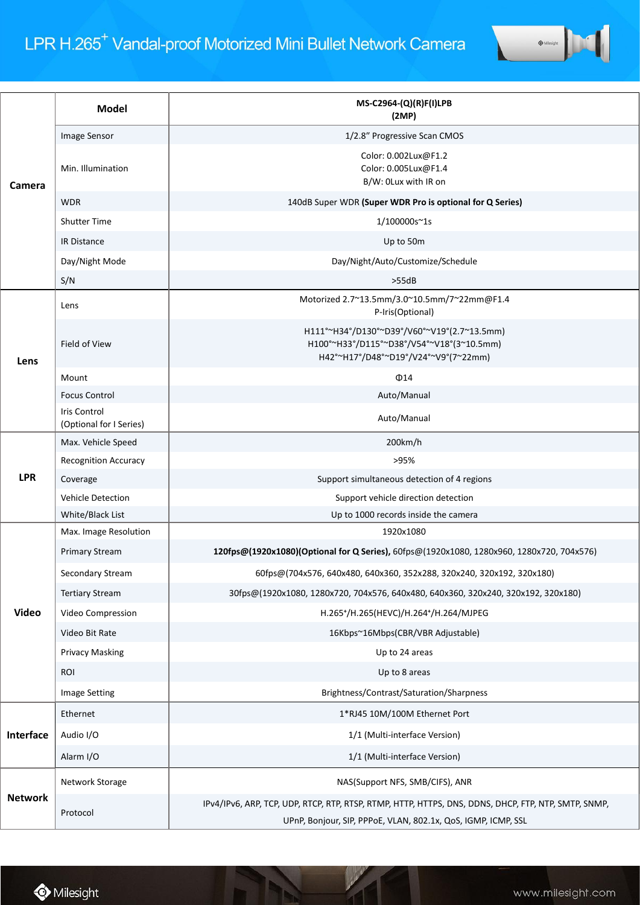# LPR H.265+ Vandal-proof Motorized Mini Bullet Network Camera

| | **Model** | **MS-C2964-(Q)(R)F(I)LPB (2MP)** |
|---|---|---|
| **Camera** | Image Sensor | 1/2.8" Progressive Scan CMOS |
| | Min. Illumination | Color: 0.002Lux@F1.2<br>Color: 0.005Lux@F1.4<br>B/W: 0Lux with IR on |
| | WDR | 140dB Super WDR **(Super WDR Pro is optional for Q Series)** |
| | Shutter Time | 1/100000s~1s |
| | IR Distance | Up to 50m |
| | Day/Night Mode | Day/Night/Auto/Customize/Schedule |
| | S/N | >55dB |
| **Lens** | Lens | Motorized 2.7~13.5mm/3.0~10.5mm/7~22mm@F1.4<br>P-Iris(Optional) |
| | Field of View | H111°~H34°/D130°~D39°/V60°~V19°(2.7~13.5mm)<br>H100°~H33°/D115°~D38°/V54°~V18°(3~10.5mm)<br>H42°~H17°/D48°~D19°/V24°~V9°(7~22mm) |
| | Mount | Φ14 |
| | Focus Control | Auto/Manual |
| | Iris Control (Optional for I Series) | Auto/Manual |
| **LPR** | Max. Vehicle Speed | 200km/h |
| | Recognition Accuracy | >95% |
| | Coverage | Support simultaneous detection of 4 regions |
| | Vehicle Detection | Support vehicle direction detection |
| | White/Black List | Up to 1000 records inside the camera |
| **Video** | Max. Image Resolution | 1920x1080 |
| | Primary Stream | **120fps@(1920x1080)(Optional for Q Series)**, 60fps@(1920x1080, 1280x960, 1280x720, 704x576) |
| | Secondary Stream | 60fps@(704x576, 640x480, 640x360, 352x288, 320x240, 320x192, 320x180) |
| | Tertiary Stream | 30fps@(1920x1080, 1280x720, 704x576, 640x480, 640x360, 320x240, 320x192, 320x180) |
| | Video Compression | H.265+/H.265(HEVC)/H.264+/H.264/MJPEG |
| | Video Bit Rate | 16Kbps~16Mbps(CBR/VBR Adjustable) |
| | Privacy Masking | Up to 24 areas |
| | ROI | Up to 8 areas |
| | Image Setting | Brightness/Contrast/Saturation/Sharpness |
| **Interface** | Ethernet | 1*RJ45 10M/100M Ethernet Port |
| | Audio I/O | 1/1 (Multi-interface Version) |
| | Alarm I/O | 1/1 (Multi-interface Version) |
| **Network** | Network Storage | NAS(Support NFS, SMB/CIFS), ANR |
| | Protocol | IPv4/IPv6, ARP, TCP, UDP, RTCP, RTP, RTSP, RTMP, HTTP, HTTPS, DNS, DDNS, DHCP, FTP, NTP, SMTP, SNMP, UPnP, Bonjour, SIP, PPPoE, VLAN, 802.1x, QoS, IGMP, ICMP, SSL |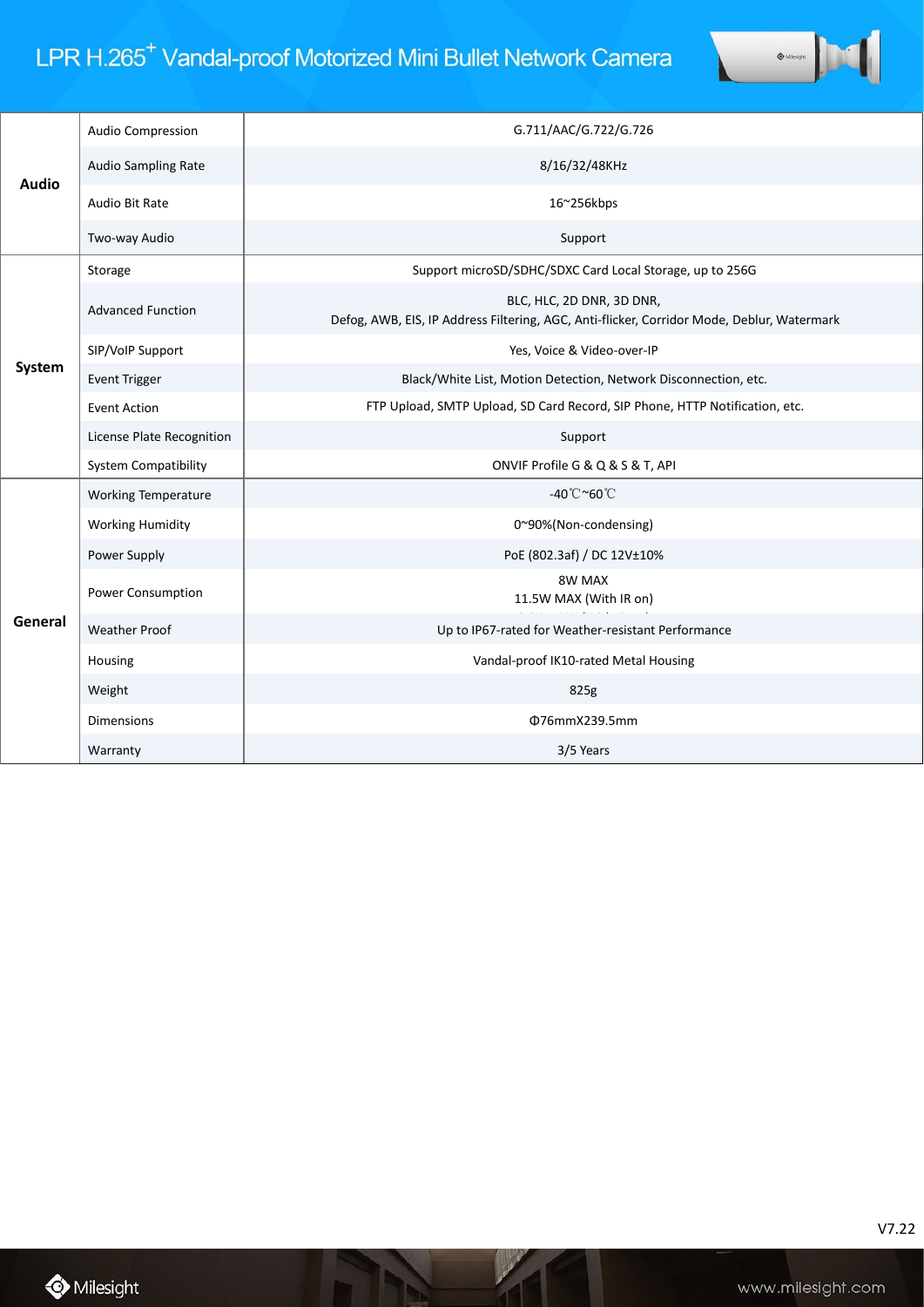# LPR H.265+ Vandal-proof Motorized Mini Bullet Network Camera

| | | |
|---|---|---|
| **Audio** | Audio Compression | G.711/AAC/G.722/G.726 |
| | Audio Sampling Rate | 8/16/32/48KHz |
| | Audio Bit Rate | 16~256kbps |
| | Two-way Audio | Support |
| **System** | Storage | Support microSD/SDHC/SDXC Card Local Storage, up to 256G |
| | Advanced Function | BLC, HLC, 2D DNR, 3D DNR, Defog, AWB, EIS, IP Address Filtering, AGC, Anti-flicker, Corridor Mode, Deblur, Watermark |
| | SIP/VoIP Support | Yes, Voice & Video-over-IP |
| | Event Trigger | Black/White List, Motion Detection, Network Disconnection, etc. |
| | Event Action | FTP Upload, SMTP Upload, SD Card Record, SIP Phone, HTTP Notification, etc. |
| | License Plate Recognition | Support |
| | System Compatibility | ONVIF Profile G & Q & S & T, API |
| **General** | Working Temperature | -40℃~60℃ |
| | Working Humidity | 0~90%(Non-condensing) |
| | Power Supply | PoE (802.3af) / DC 12V±10% |
| | Power Consumption | 8W MAX<br>11.5W MAX (With IR on) |
| | Weather Proof | Up to IP67-rated for Weather-resistant Performance |
| | Housing | Vandal-proof IK10-rated Metal Housing |
| | Weight | 825g |
| | Dimensions | Φ76mmX239.5mm |
| | Warranty | 3/5 Years |

V7.22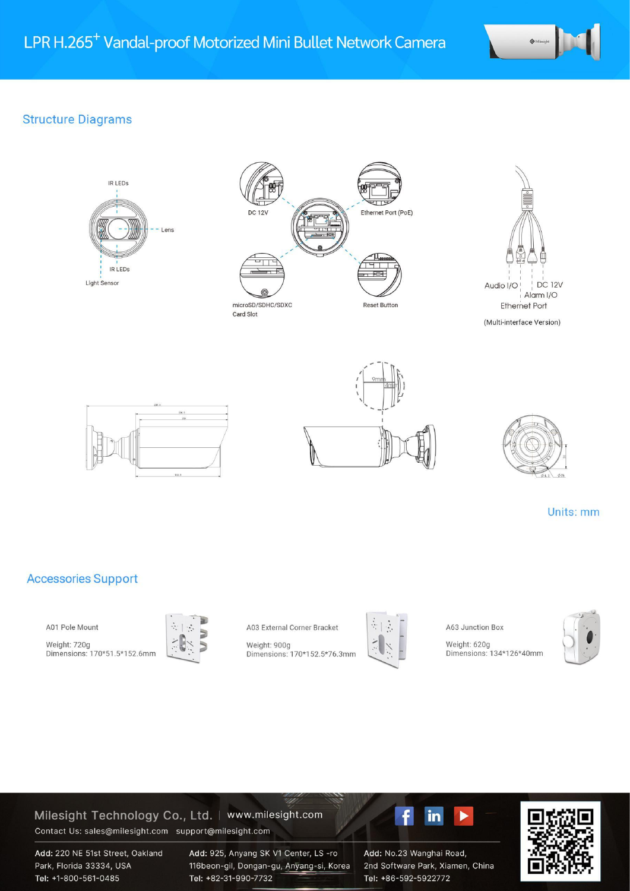# LPR H.265+ Vandal-proof Motorized Mini Bullet Network Camera

## Structure Diagrams

IR LEDs

Lens

IR LEDs

Light Sensor

DC 12V

Ethernet Port (PoE)

microSD/SDHC/SDXC Card Slot

Reset Button

Audio I/O

DC 12V

Alarm I/O

Ethernet Port

(Multi-interface Version)

Units: mm

## Accessories Support

A01 Pole Mount

Weight: 720g
Dimensions: 170*51.5*152.6mm

A03 External Corner Bracket

Weight: 900g
Dimensions: 170*152.5*76.3mm

A63 Junction Box

Weight: 620g
Dimensions: 134*126*40mm

Milesight Technology Co., Ltd. | www.milesight.com

Contact Us: sales@milesight.com support@milesight.com

**Add:** 220 NE 51st Street, Oakland Park, Florida 33334, USA
**Tel:** +1-800-561-0485

**Add:** 925, Anyang SK V1 Center, LS -ro 116beon-gil, Dongan-gu, Anyang-si, Korea
**Tel:** +82-31-990-7732

**Add:** No.23 Wanghai Road, 2nd Software Park, Xiamen, China
**Tel:** +86-592-5922772